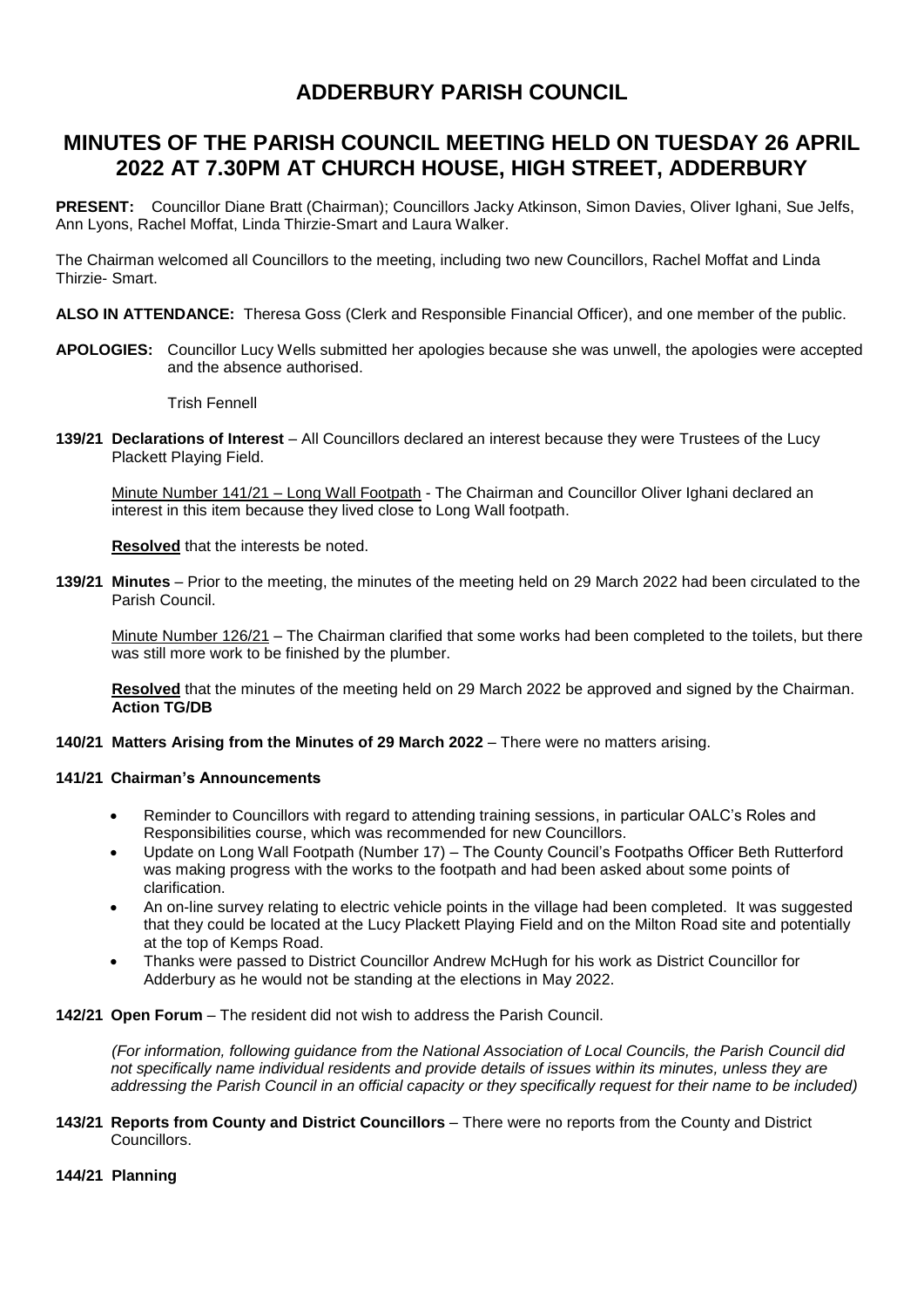# ADDERBURY PARISH COUNCIL

## MINUTES OF THE PARISH COUNCIL MEETING HELD ON TUESDAY 26 APRIL 2022 AT 7.30PM AT CHURCH HOUSE, HIGH STREET, ADDERBURY

**PRESENT:** Councillor Diane Bratt (Chairman); Councillors Jacky Atkinson, Simon Davies, Oliver Ighani, Sue Jelfs, Ann Lyons, Rachel Moffat, Linda Thirzie-Smart and Laura Walker.

The Chairman welcomed all Councillors to the meeting, including two new Councillors, Rachel Moffat and Linda Thirzie- Smart.

**ALSO IN ATTENDANCE:** Theresa Goss (Clerk and Responsible Financial Officer), and one member of the public.

**APOLOGIES:** Councillor Lucy Wells submitted her apologies because she was unwell, the apologies were accepted and the absence authorised.

Trish Fennell

**139/21 Declarations of Interest** – All Councillors declared an interest because they were Trustees of the Lucy Plackett Playing Field.

Minute Number 141/21 – Long Wall Footpath - The Chairman and Councillor Oliver Ighani declared an interest in this item because they lived close to Long Wall footpath.

**Resolved** that the interests be noted.

**139/21 Minutes** – Prior to the meeting, the minutes of the meeting held on 29 March 2022 had been circulated to the Parish Council.

Minute Number 126/21 – The Chairman clarified that some works had been completed to the toilets, but there was still more work to be finished by the plumber.

**Resolved** that the minutes of the meeting held on 29 March 2022 be approved and signed by the Chairman. **Action TG/DB**

**140/21 Matters Arising from the Minutes of 29 March 2022** – There were no matters arising.

**141/21 Chairman's Announcements**

- Reminder to Councillors with regard to attending training sessions, in particular OALC's Roles and Responsibilities course, which was recommended for new Councillors.
- Update on Long Wall Footpath (Number 17) – The County Council's Footpaths Officer Beth Rutterford was making progress with the works to the footpath and had been asked about some points of clarification.
- An on-line survey relating to electric vehicle points in the village had been completed. It was suggested that they could be located at the Lucy Plackett Playing Field and on the Milton Road site and potentially at the top of Kemps Road.
- Thanks were passed to District Councillor Andrew McHugh for his work as District Councillor for Adderbury as he would not be standing at the elections in May 2022.

**142/21 Open Forum** – The resident did not wish to address the Parish Council.

*(For information, following guidance from the National Association of Local Councils, the Parish Council did not specifically name individual residents and provide details of issues within its minutes, unless they are addressing the Parish Council in an official capacity or they specifically request for their name to be included)*

**143/21 Reports from County and District Councillors** – There were no reports from the County and District Councillors.

**144/21 Planning**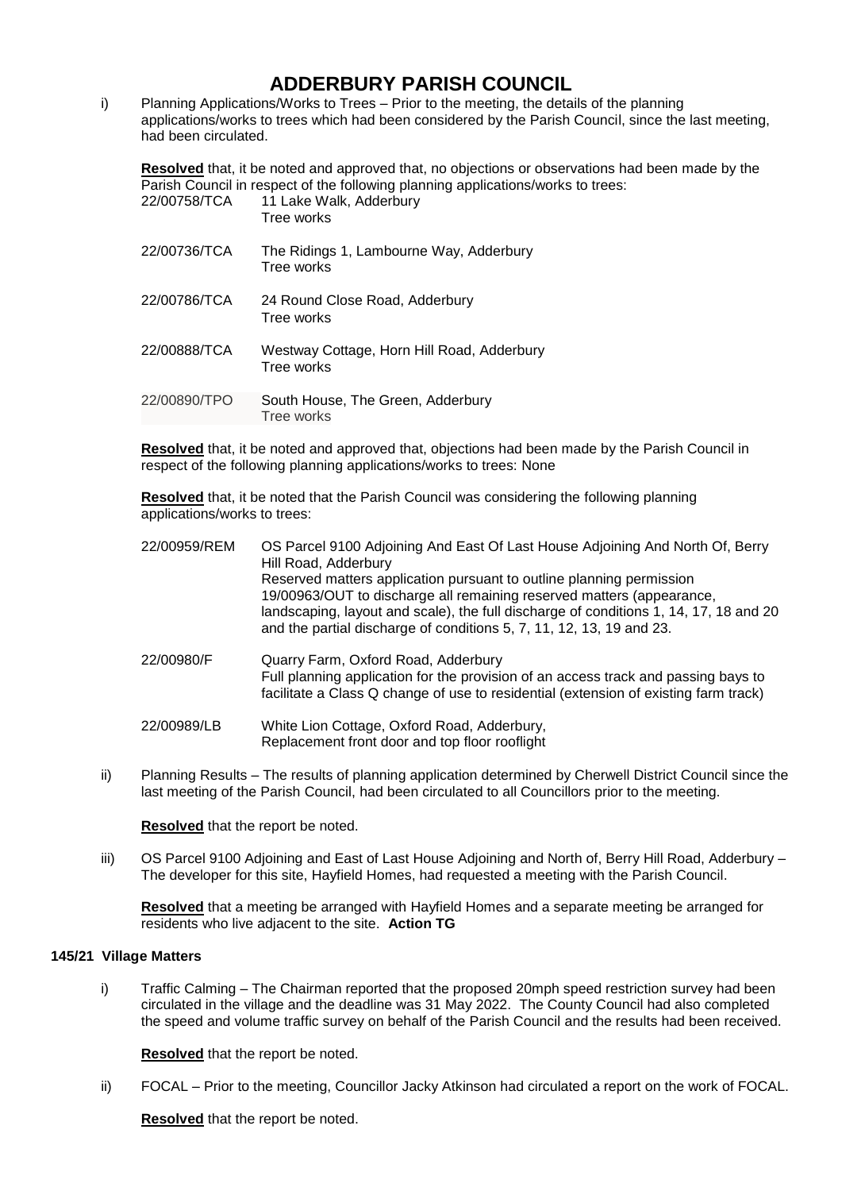# ADDERBURY PARISH COUNCIL

i) Planning Applications/Works to Trees – Prior to the meeting, the details of the planning applications/works to trees which had been considered by the Parish Council, since the last meeting, had been circulated.

**Resolved** that, it be noted and approved that, no objections or observations had been made by the Parish Council in respect of the following planning applications/works to trees:

| | |
|---|---|
| 22/00758/TCA | 11 Lake Walk, Adderbury<br>Tree works |
| 22/00736/TCA | The Ridings 1, Lambourne Way, Adderbury<br>Tree works |
| 22/00786/TCA | 24 Round Close Road, Adderbury<br>Tree works |
| 22/00888/TCA | Westway Cottage, Horn Hill Road, Adderbury<br>Tree works |
| 22/00890/TPO | South House, The Green, Adderbury<br>Tree works |

**Resolved** that, it be noted and approved that, objections had been made by the Parish Council in respect of the following planning applications/works to trees: None

**Resolved** that, it be noted that the Parish Council was considering the following planning applications/works to trees:

| | |
|---|---|
| 22/00959/REM | OS Parcel 9100 Adjoining And East Of Last House Adjoining And North Of, Berry Hill Road, Adderbury<br>Reserved matters application pursuant to outline planning permission 19/00963/OUT to discharge all remaining reserved matters (appearance, landscaping, layout and scale), the full discharge of conditions 1, 14, 17, 18 and 20 and the partial discharge of conditions 5, 7, 11, 12, 13, 19 and 23. |
| 22/00980/F | Quarry Farm, Oxford Road, Adderbury<br>Full planning application for the provision of an access track and passing bays to facilitate a Class Q change of use to residential (extension of existing farm track) |
| 22/00989/LB | White Lion Cottage, Oxford Road, Adderbury,<br>Replacement front door and top floor rooflight |

ii) Planning Results – The results of planning application determined by Cherwell District Council since the last meeting of the Parish Council, had been circulated to all Councillors prior to the meeting.

**Resolved** that the report be noted.

iii) OS Parcel 9100 Adjoining and East of Last House Adjoining and North of, Berry Hill Road, Adderbury – The developer for this site, Hayfield Homes, had requested a meeting with the Parish Council.

**Resolved** that a meeting be arranged with Hayfield Homes and a separate meeting be arranged for residents who live adjacent to the site. **Action TG**

### 145/21 Village Matters

i) Traffic Calming – The Chairman reported that the proposed 20mph speed restriction survey had been circulated in the village and the deadline was 31 May 2022. The County Council had also completed the speed and volume traffic survey on behalf of the Parish Council and the results had been received.

**Resolved** that the report be noted.

ii) FOCAL – Prior to the meeting, Councillor Jacky Atkinson had circulated a report on the work of FOCAL.

**Resolved** that the report be noted.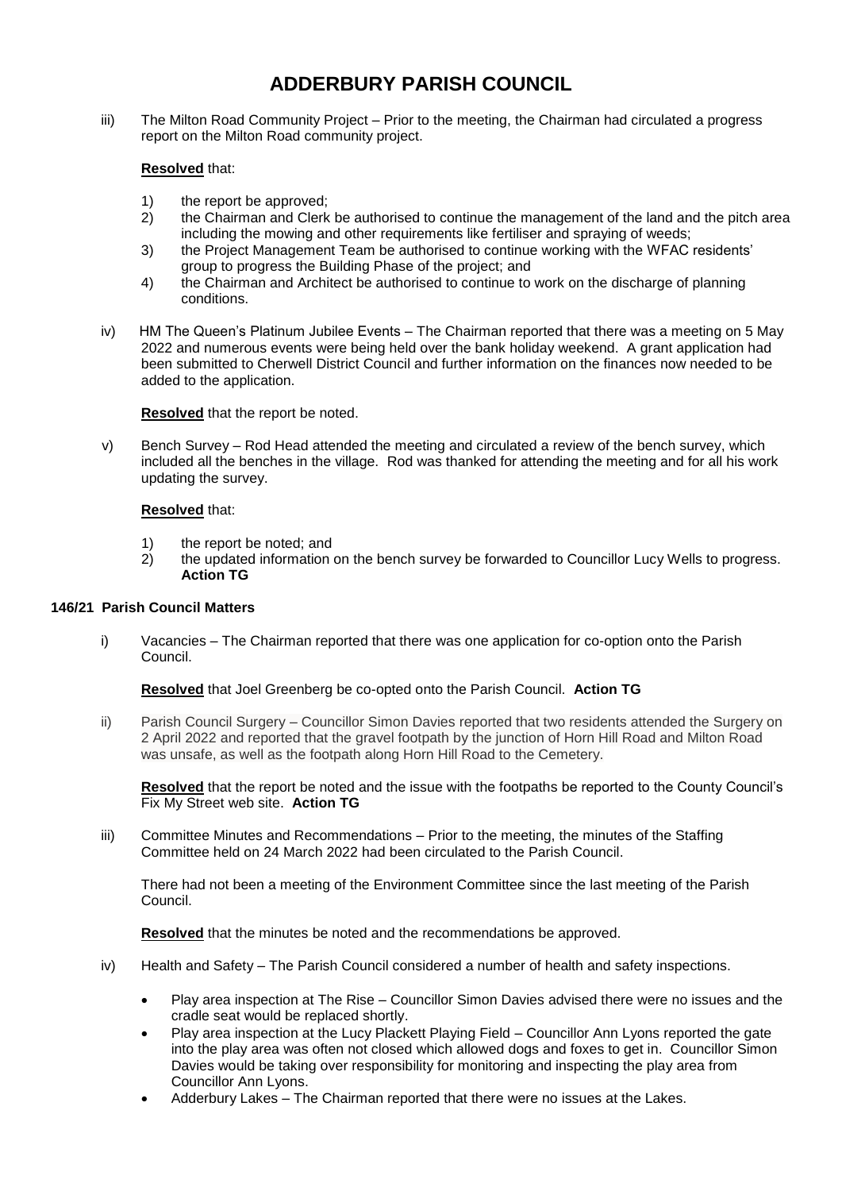# ADDERBURY PARISH COUNCIL

iii) The Milton Road Community Project – Prior to the meeting, the Chairman had circulated a progress report on the Milton Road community project.

**Resolved** that:

1) the report be approved;
2) the Chairman and Clerk be authorised to continue the management of the land and the pitch area including the mowing and other requirements like fertiliser and spraying of weeds;
3) the Project Management Team be authorised to continue working with the WFAC residents' group to progress the Building Phase of the project; and
4) the Chairman and Architect be authorised to continue to work on the discharge of planning conditions.

iv) HM The Queen's Platinum Jubilee Events – The Chairman reported that there was a meeting on 5 May 2022 and numerous events were being held over the bank holiday weekend. A grant application had been submitted to Cherwell District Council and further information on the finances now needed to be added to the application.

**Resolved** that the report be noted.

v) Bench Survey – Rod Head attended the meeting and circulated a review of the bench survey, which included all the benches in the village. Rod was thanked for attending the meeting and for all his work updating the survey.

**Resolved** that:

1) the report be noted; and
2) the updated information on the bench survey be forwarded to Councillor Lucy Wells to progress. **Action TG**

**146/21 Parish Council Matters**

i) Vacancies – The Chairman reported that there was one application for co-option onto the Parish Council.

**Resolved** that Joel Greenberg be co-opted onto the Parish Council. **Action TG**

ii) Parish Council Surgery – Councillor Simon Davies reported that two residents attended the Surgery on 2 April 2022 and reported that the gravel footpath by the junction of Horn Hill Road and Milton Road was unsafe, as well as the footpath along Horn Hill Road to the Cemetery.

**Resolved** that the report be noted and the issue with the footpaths be reported to the County Council's Fix My Street web site. **Action TG**

iii) Committee Minutes and Recommendations – Prior to the meeting, the minutes of the Staffing Committee held on 24 March 2022 had been circulated to the Parish Council.

There had not been a meeting of the Environment Committee since the last meeting of the Parish Council.

**Resolved** that the minutes be noted and the recommendations be approved.

iv) Health and Safety – The Parish Council considered a number of health and safety inspections.

- Play area inspection at The Rise – Councillor Simon Davies advised there were no issues and the cradle seat would be replaced shortly.
- Play area inspection at the Lucy Plackett Playing Field – Councillor Ann Lyons reported the gate into the play area was often not closed which allowed dogs and foxes to get in. Councillor Simon Davies would be taking over responsibility for monitoring and inspecting the play area from Councillor Ann Lyons.
- Adderbury Lakes – The Chairman reported that there were no issues at the Lakes.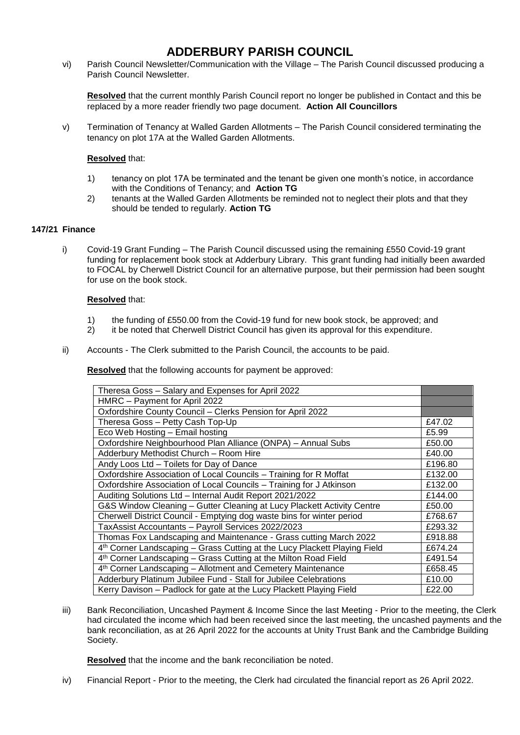# ADDERBURY PARISH COUNCIL

vi) Parish Council Newsletter/Communication with the Village – The Parish Council discussed producing a Parish Council Newsletter.

**Resolved** that the current monthly Parish Council report no longer be published in Contact and this be replaced by a more reader friendly two page document. **Action All Councillors**

v) Termination of Tenancy at Walled Garden Allotments – The Parish Council considered terminating the tenancy on plot 17A at the Walled Garden Allotments.

**Resolved** that:

1) tenancy on plot 17A be terminated and the tenant be given one month's notice, in accordance with the Conditions of Tenancy; and **Action TG**
2) tenants at the Walled Garden Allotments be reminded not to neglect their plots and that they should be tended to regularly. **Action TG**

**147/21 Finance**

i) Covid-19 Grant Funding – The Parish Council discussed using the remaining £550 Covid-19 grant funding for replacement book stock at Adderbury Library. This grant funding had initially been awarded to FOCAL by Cherwell District Council for an alternative purpose, but their permission had been sought for use on the book stock.

**Resolved** that:

1) the funding of £550.00 from the Covid-19 fund for new book stock, be approved; and
2) it be noted that Cherwell District Council has given its approval for this expenditure.

ii) Accounts - The Clerk submitted to the Parish Council, the accounts to be paid.

**Resolved** that the following accounts for payment be approved:

| | |
|---|---|
| Theresa Goss – Salary and Expenses for April 2022 | |
| HMRC – Payment for April 2022 | |
| Oxfordshire County Council – Clerks Pension for April 2022 | |
| Theresa Goss – Petty Cash Top-Up | £47.02 |
| Eco Web Hosting – Email hosting | £5.99 |
| Oxfordshire Neighbourhood Plan Alliance (ONPA) – Annual Subs | £50.00 |
| Adderbury Methodist Church – Room Hire | £40.00 |
| Andy Loos Ltd – Toilets for Day of Dance | £196.80 |
| Oxfordshire Association of Local Councils – Training for R Moffat | £132.00 |
| Oxfordshire Association of Local Councils – Training for J Atkinson | £132.00 |
| Auditing Solutions Ltd – Internal Audit Report 2021/2022 | £144.00 |
| G&S Window Cleaning – Gutter Cleaning at Lucy Plackett Activity Centre | £50.00 |
| Cherwell District Council - Emptying dog waste bins for winter period | £768.67 |
| TaxAssist Accountants – Payroll Services 2022/2023 | £293.32 |
| Thomas Fox Landscaping and Maintenance - Grass cutting March 2022 | £918.88 |
| 4th Corner Landscaping – Grass Cutting at the Lucy Plackett Playing Field | £674.24 |
| 4th Corner Landscaping – Grass Cutting at the Milton Road Field | £491.54 |
| 4th Corner Landscaping – Allotment and Cemetery Maintenance | £658.45 |
| Adderbury Platinum Jubilee Fund - Stall for Jubilee Celebrations | £10.00 |
| Kerry Davison – Padlock for gate at the Lucy Plackett Playing Field | £22.00 |

iii) Bank Reconciliation, Uncashed Payment & Income Since the last Meeting - Prior to the meeting, the Clerk had circulated the income which had been received since the last meeting, the uncashed payments and the bank reconciliation, as at 26 April 2022 for the accounts at Unity Trust Bank and the Cambridge Building Society.

**Resolved** that the income and the bank reconciliation be noted.

iv) Financial Report - Prior to the meeting, the Clerk had circulated the financial report as 26 April 2022.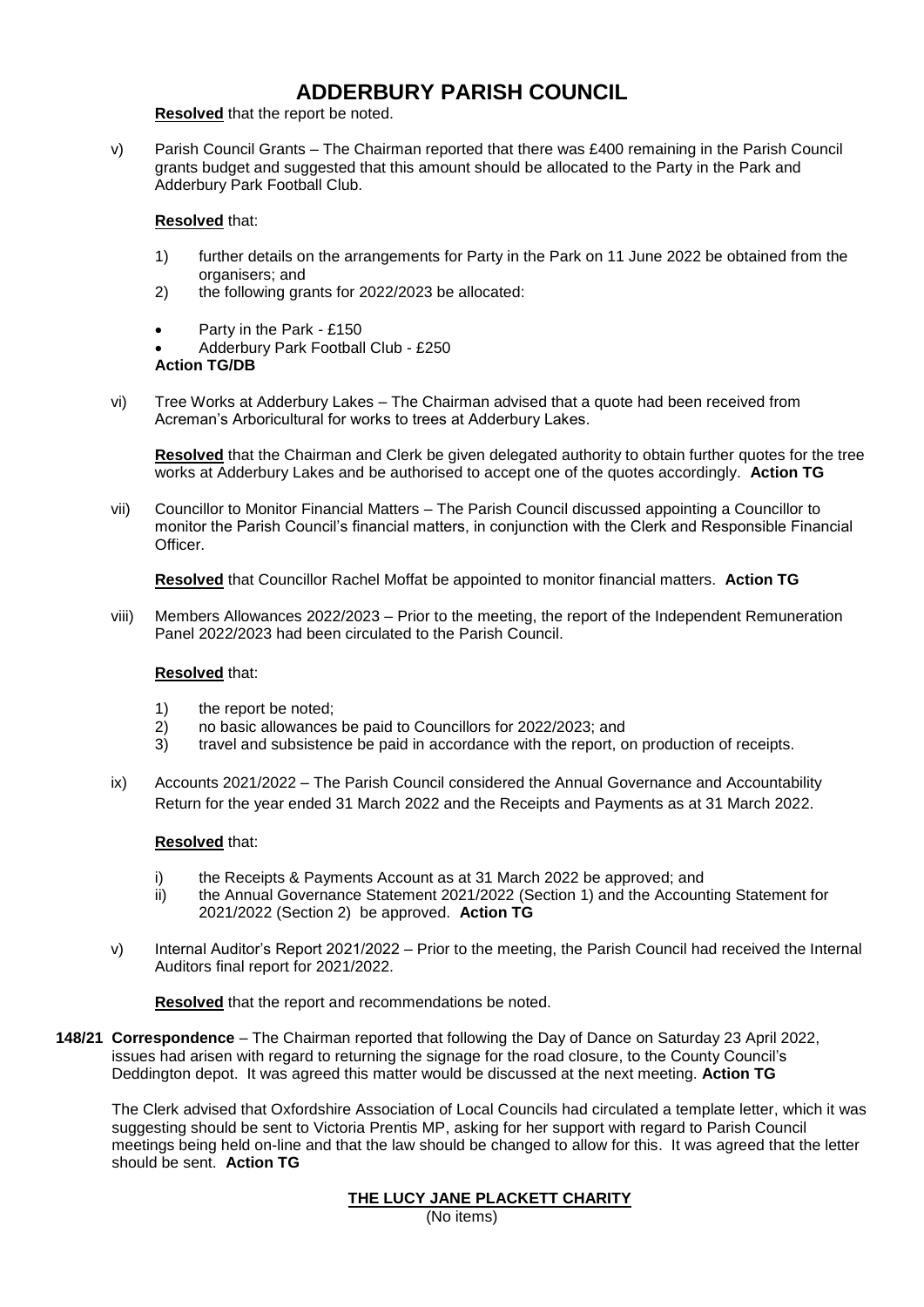**Resolved** that the report be noted.

v) Parish Council Grants – The Chairman reported that there was £400 remaining in the Parish Council grants budget and suggested that this amount should be allocated to the Party in the Park and Adderbury Park Football Club.

**Resolved** that:

1) further details on the arrangements for Party in the Park on 11 June 2022 be obtained from the organisers; and
2) the following grants for 2022/2023 be allocated:

- Party in the Park - £150
- Adderbury Park Football Club - £250

**Action TG/DB**

vi) Tree Works at Adderbury Lakes – The Chairman advised that a quote had been received from Acreman's Arboricultural for works to trees at Adderbury Lakes.

**Resolved** that the Chairman and Clerk be given delegated authority to obtain further quotes for the tree works at Adderbury Lakes and be authorised to accept one of the quotes accordingly. **Action TG**

vii) Councillor to Monitor Financial Matters – The Parish Council discussed appointing a Councillor to monitor the Parish Council's financial matters, in conjunction with the Clerk and Responsible Financial Officer.

**Resolved** that Councillor Rachel Moffat be appointed to monitor financial matters. **Action TG**

viii) Members Allowances 2022/2023 – Prior to the meeting, the report of the Independent Remuneration Panel 2022/2023 had been circulated to the Parish Council.

**Resolved** that:

1) the report be noted;
2) no basic allowances be paid to Councillors for 2022/2023; and
3) travel and subsistence be paid in accordance with the report, on production of receipts.

ix) Accounts 2021/2022 – The Parish Council considered the Annual Governance and Accountability Return for the year ended 31 March 2022 and the Receipts and Payments as at 31 March 2022.

**Resolved** that:

i) the Receipts & Payments Account as at 31 March 2022 be approved; and
ii) the Annual Governance Statement 2021/2022 (Section 1) and the Accounting Statement for 2021/2022 (Section 2) be approved. **Action TG**

v) Internal Auditor's Report 2021/2022 – Prior to the meeting, the Parish Council had received the Internal Auditors final report for 2021/2022.

**Resolved** that the report and recommendations be noted.

**148/21 Correspondence** – The Chairman reported that following the Day of Dance on Saturday 23 April 2022, issues had arisen with regard to returning the signage for the road closure, to the County Council's Deddington depot. It was agreed this matter would be discussed at the next meeting. **Action TG**

The Clerk advised that Oxfordshire Association of Local Councils had circulated a template letter, which it was suggesting should be sent to Victoria Prentis MP, asking for her support with regard to Parish Council meetings being held on-line and that the law should be changed to allow for this. It was agreed that the letter should be sent. **Action TG**

## THE LUCY JANE PLACKETT CHARITY

(No items)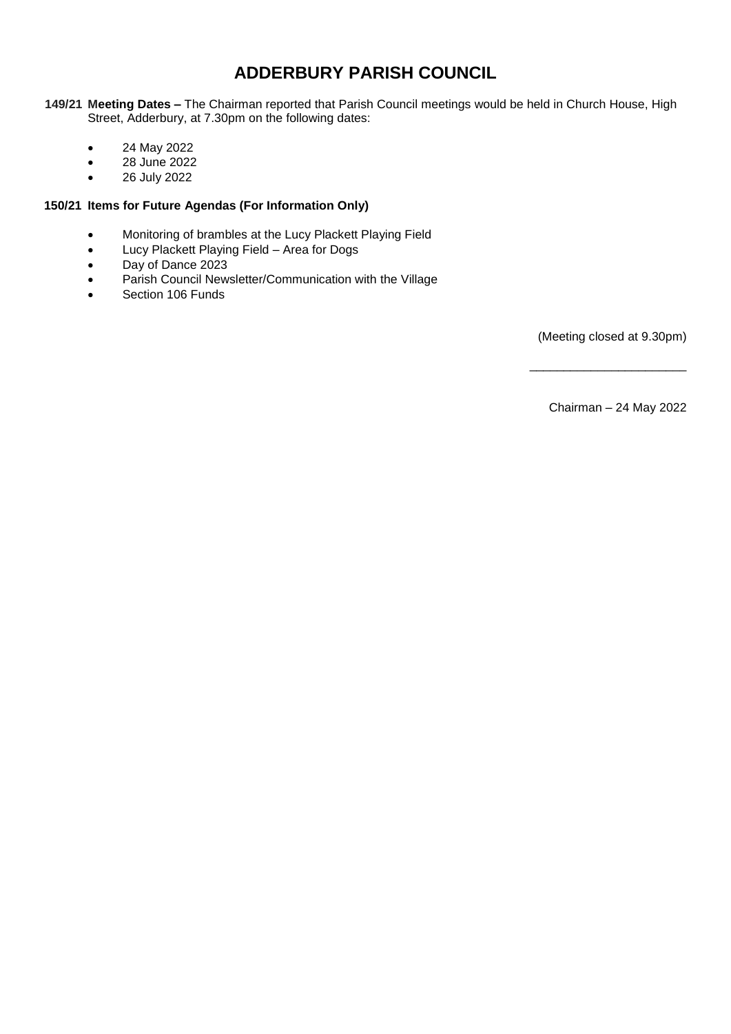# ADDERBURY PARISH COUNCIL

**149/21 Meeting Dates –** The Chairman reported that Parish Council meetings would be held in Church House, High Street, Adderbury, at 7.30pm on the following dates:

- 24 May 2022
- 28 June 2022
- 26 July 2022

**150/21 Items for Future Agendas (For Information Only)**

- Monitoring of brambles at the Lucy Plackett Playing Field
- Lucy Plackett Playing Field – Area for Dogs
- Day of Dance 2023
- Parish Council Newsletter/Communication with the Village
- Section 106 Funds

(Meeting closed at 9.30pm)

_______________________

Chairman – 24 May 2022